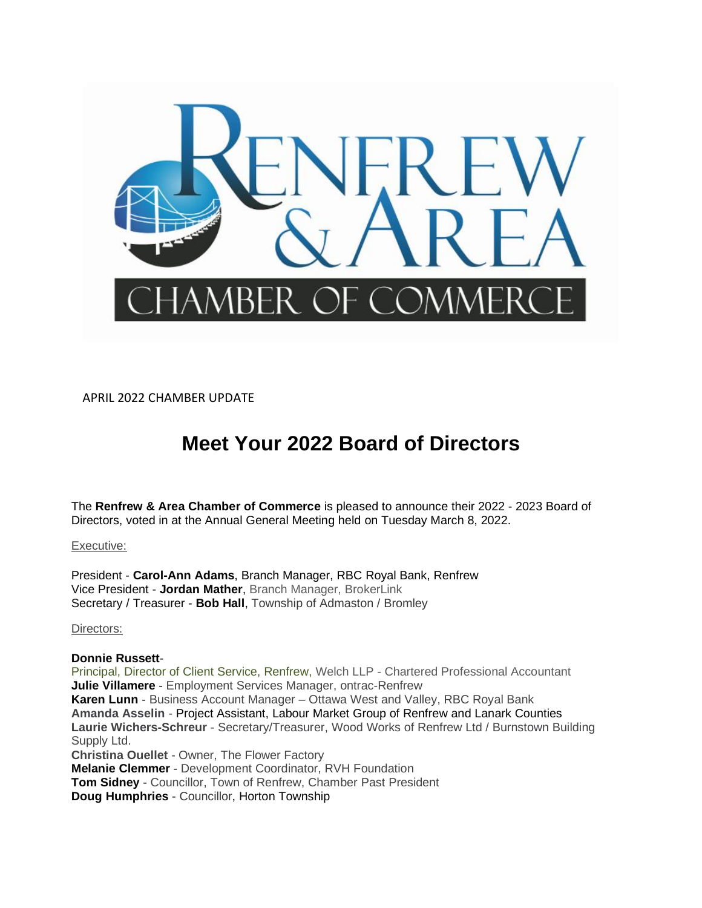APRIL 2022 CHAMBER UPDATE

# Meet Your 2022 Board of Directors

The **Renfrew & Area Chamber of Commerce** is pleased to announce their 2022 - 2023 Board of Directors, voted in at the Annual General Meeting held on Tuesday March 8, 2022.

Executive:

President - **Carol-Ann Adams**, Branch Manager, RBC Royal Bank, Renfrew
Vice President - **Jordan Mather**, Branch Manager, BrokerLink
Secretary / Treasurer - **Bob Hall**, Township of Admaston / Bromley

Directors:

**Donnie Russett**-
Principal, Director of Client Service, Renfrew, Welch LLP - Chartered Professional Accountant
**Julie Villamere** - Employment Services Manager, ontrac-Renfrew
**Karen Lunn** - Business Account Manager – Ottawa West and Valley, RBC Royal Bank
**Amanda Asselin** - Project Assistant, Labour Market Group of Renfrew and Lanark Counties
**Laurie Wichers-Schreur** - Secretary/Treasurer, Wood Works of Renfrew Ltd / Burnstown Building Supply Ltd.
**Christina Ouellet** - Owner, The Flower Factory
**Melanie Clemmer** - Development Coordinator, RVH Foundation
**Tom Sidney** - Councillor, Town of Renfrew, Chamber Past President
**Doug Humphries** - Councillor, Horton Township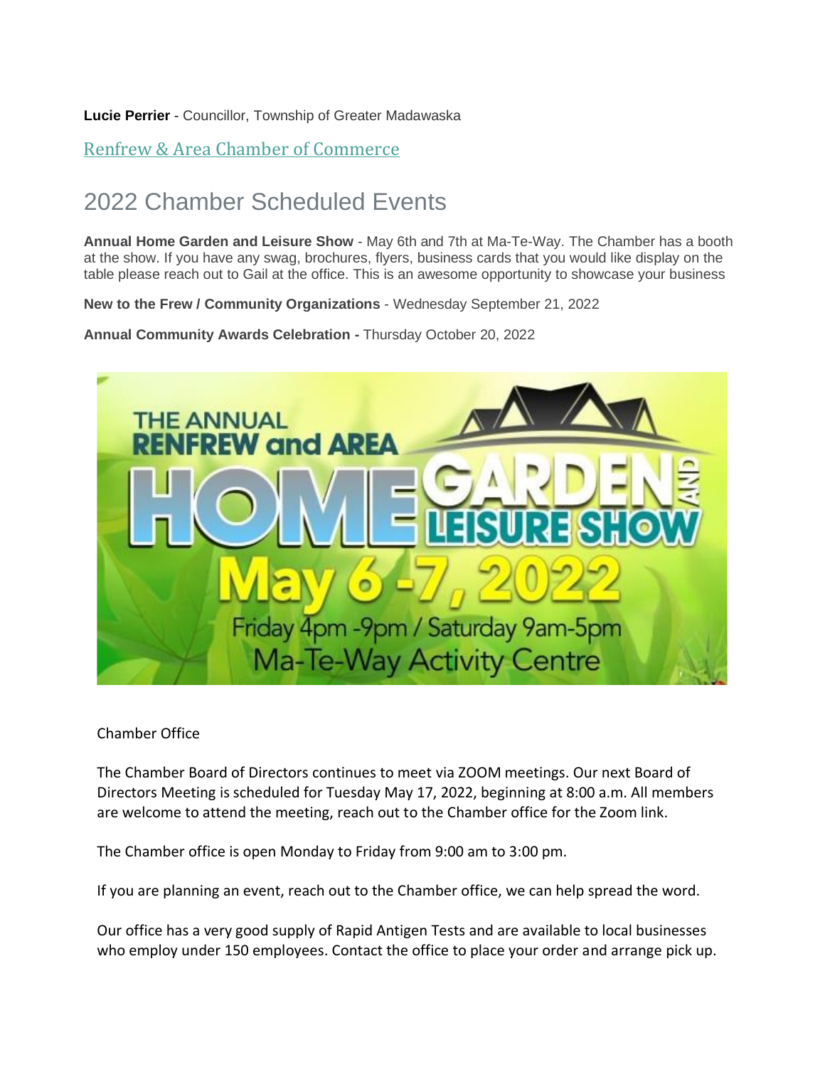**Lucie Perrier** - Councillor, Township of Greater Madawaska

Renfrew & Area Chamber of Commerce

# 2022 Chamber Scheduled Events

**Annual Home Garden and Leisure Show** - May 6th and 7th at Ma-Te-Way. The Chamber has a booth at the show. If you have any swag, brochures, flyers, business cards that you would like display on the table please reach out to Gail at the office. This is an awesome opportunity to showcase your business

**New to the Frew / Community Organizations** - Wednesday September 21, 2022

**Annual Community Awards Celebration -** Thursday October 20, 2022

THE ANNUAL RENFREW and AREA HOME GARDEN AND LEISURE SHOW May 6 -7, 2022 Friday 4pm -9pm / Saturday 9am-5pm Ma-Te-Way Activity Centre

Chamber Office

The Chamber Board of Directors continues to meet via ZOOM meetings. Our next Board of Directors Meeting is scheduled for Tuesday May 17, 2022, beginning at 8:00 a.m. All members are welcome to attend the meeting, reach out to the Chamber office for the Zoom link.

The Chamber office is open Monday to Friday from 9:00 am to 3:00 pm.

If you are planning an event, reach out to the Chamber office, we can help spread the word.

Our office has a very good supply of Rapid Antigen Tests and are available to local businesses who employ under 150 employees. Contact the office to place your order and arrange pick up.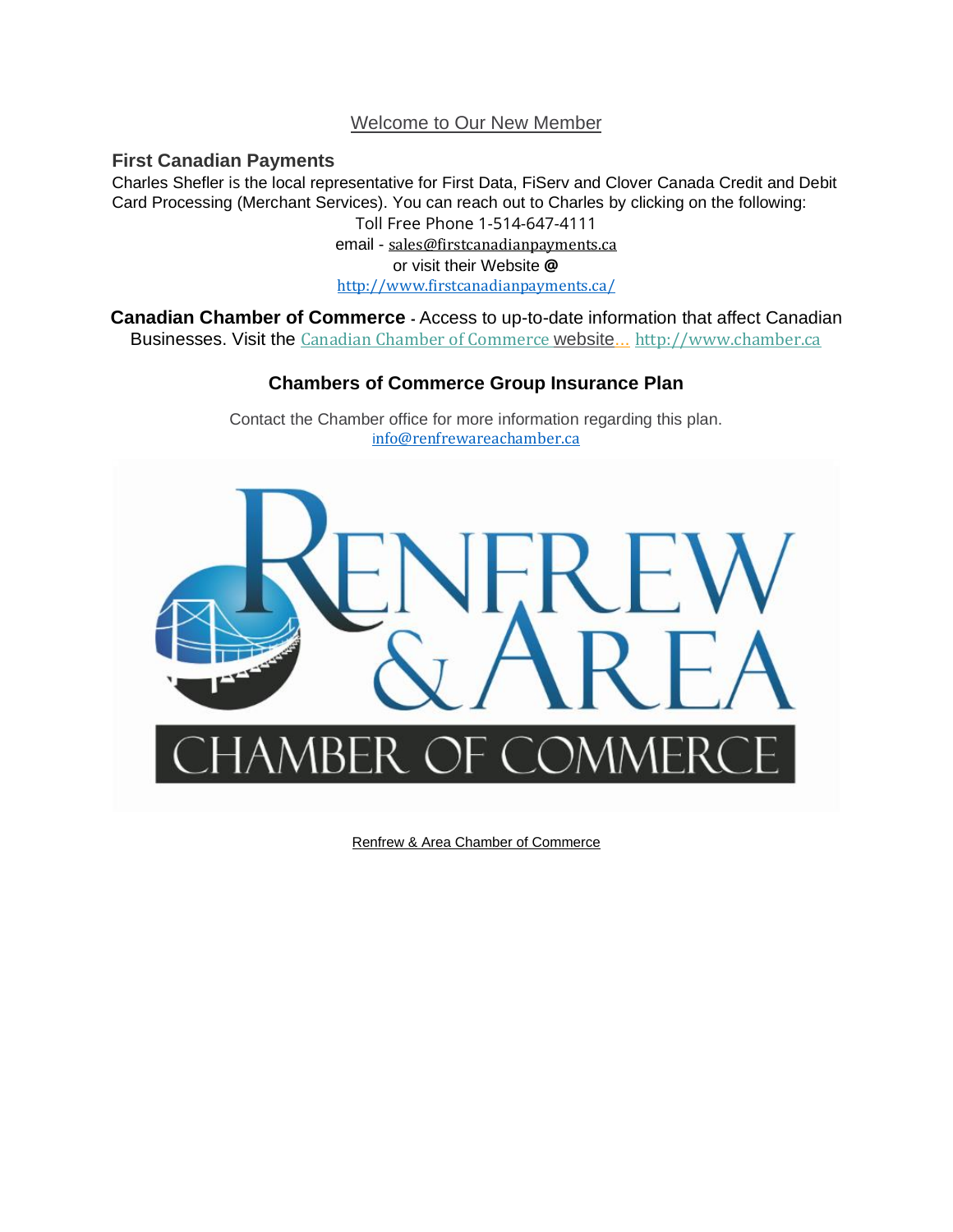Welcome to Our New Member

**First Canadian Payments**

Charles Shefler is the local representative for First Data, FiServ and Clover Canada Credit and Debit Card Processing (Merchant Services). You can reach out to Charles by clicking on the following:

Toll Free Phone 1-514-647-4111

email - sales@firstcanadianpayments.ca

or visit their Website **@**

http://www.firstcanadianpayments.ca/

**Canadian Chamber of Commerce -** Access to up-to-date information that affect Canadian Businesses. Visit the Canadian Chamber of Commerce website... http://www.chamber.ca

### Chambers of Commerce Group Insurance Plan

Contact the Chamber office for more information regarding this plan.

info@renfrewareachamber.ca

RENFREW & AREA CHAMBER OF COMMERCE

Renfrew & Area Chamber of Commerce